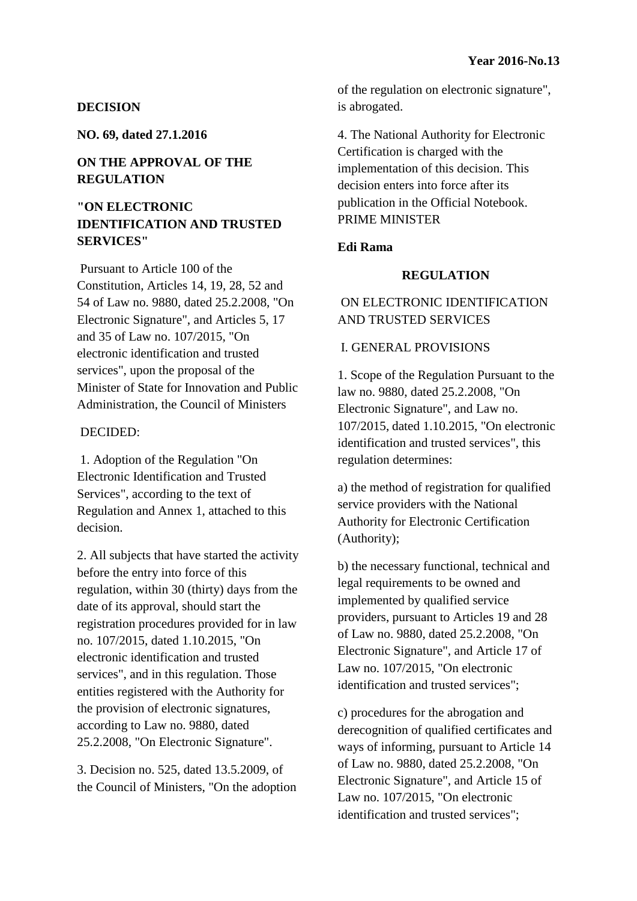**DECISION**

**NO. 69, dated 27.1.2016**

## ON THE APPROVAL OF THE REGULATION

## "ON ELECTRONIC IDENTIFICATION AND TRUSTED SERVICES"

Pursuant to Article 100 of the Constitution, Articles 14, 19, 28, 52 and 54 of Law no. 9880, dated 25.2.2008, "On Electronic Signature", and Articles 5, 17 and 35 of Law no. 107/2015, "On electronic identification and trusted services", upon the proposal of the Minister of State for Innovation and Public Administration, the Council of Ministers

DECIDED:

1. Adoption of the Regulation "On Electronic Identification and Trusted Services", according to the text of Regulation and Annex 1, attached to this decision.

2. All subjects that have started the activity before the entry into force of this regulation, within 30 (thirty) days from the date of its approval, should start the registration procedures provided for in law no. 107/2015, dated 1.10.2015, "On electronic identification and trusted services", and in this regulation. Those entities registered with the Authority for the provision of electronic signatures, according to Law no. 9880, dated 25.2.2008, "On Electronic Signature".

3. Decision no. 525, dated 13.5.2009, of the Council of Ministers, "On the adoption of the regulation on electronic signature", is abrogated.

4. The National Authority for Electronic Certification is charged with the implementation of this decision. This decision enters into force after its publication in the Official Notebook. PRIME MINISTER

**Edi Rama**

## REGULATION

ON ELECTRONIC IDENTIFICATION AND TRUSTED SERVICES

I. GENERAL PROVISIONS

1. Scope of the Regulation Pursuant to the law no. 9880, dated 25.2.2008, "On Electronic Signature", and Law no. 107/2015, dated 1.10.2015, "On electronic identification and trusted services", this regulation determines:

a) the method of registration for qualified service providers with the National Authority for Electronic Certification (Authority);

b) the necessary functional, technical and legal requirements to be owned and implemented by qualified service providers, pursuant to Articles 19 and 28 of Law no. 9880, dated 25.2.2008, "On Electronic Signature", and Article 17 of Law no. 107/2015, "On electronic identification and trusted services";

c) procedures for the abrogation and derecognition of qualified certificates and ways of informing, pursuant to Article 14 of Law no. 9880, dated 25.2.2008, "On Electronic Signature", and Article 15 of Law no. 107/2015, "On electronic identification and trusted services";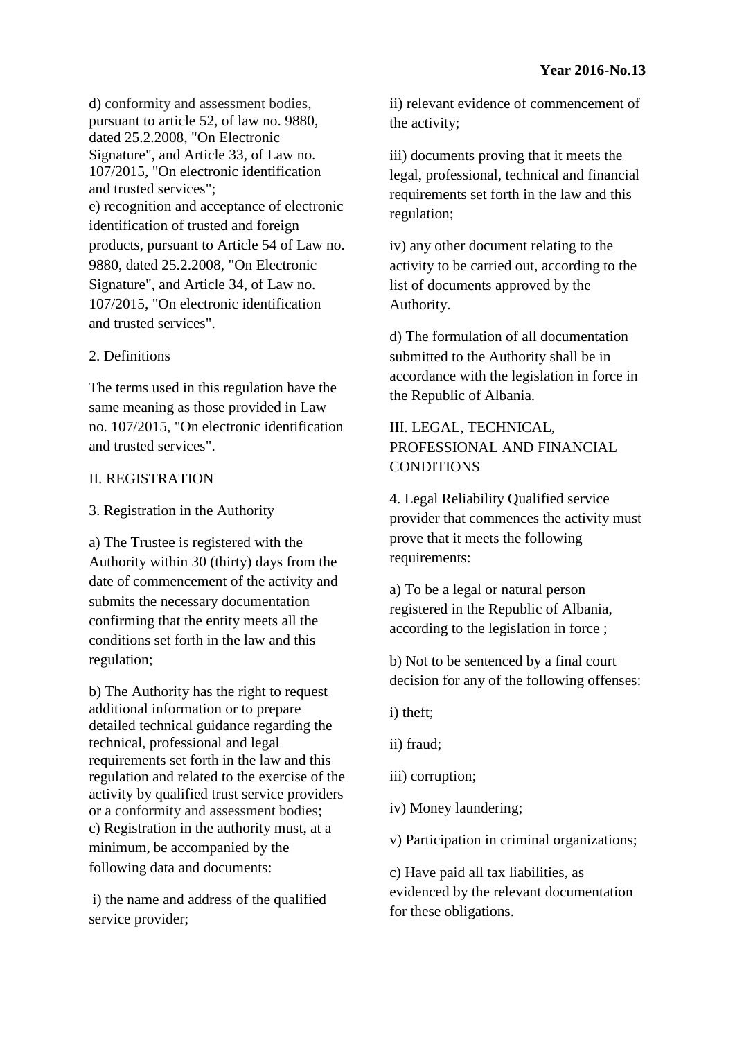d) conformity and assessment bodies, pursuant to article 52, of law no. 9880, dated 25.2.2008, "On Electronic Signature", and Article 33, of Law no. 107/2015, "On electronic identification and trusted services";
e) recognition and acceptance of electronic identification of trusted and foreign products, pursuant to Article 54 of Law no. 9880, dated 25.2.2008, "On Electronic Signature", and Article 34, of Law no. 107/2015, "On electronic identification and trusted services".

2. Definitions

The terms used in this regulation have the same meaning as those provided in Law no. 107/2015, "On electronic identification and trusted services".

II. REGISTRATION

3. Registration in the Authority

a) The Trustee is registered with the Authority within 30 (thirty) days from the date of commencement of the activity and submits the necessary documentation confirming that the entity meets all the conditions set forth in the law and this regulation;

b) The Authority has the right to request additional information or to prepare detailed technical guidance regarding the technical, professional and legal requirements set forth in the law and this regulation and related to the exercise of the activity by qualified trust service providers or a conformity and assessment bodies;
c) Registration in the authority must, at a minimum, be accompanied by the following data and documents:

i) the name and address of the qualified service provider;

ii) relevant evidence of commencement of the activity;

iii) documents proving that it meets the legal, professional, technical and financial requirements set forth in the law and this regulation;

iv) any other document relating to the activity to be carried out, according to the list of documents approved by the Authority.

d) The formulation of all documentation submitted to the Authority shall be in accordance with the legislation in force in the Republic of Albania.

III. LEGAL, TECHNICAL, PROFESSIONAL AND FINANCIAL CONDITIONS

4. Legal Reliability Qualified service provider that commences the activity must prove that it meets the following requirements:

a) To be a legal or natural person registered in the Republic of Albania, according to the legislation in force ;

b) Not to be sentenced by a final court decision for any of the following offenses:

i) theft;

ii) fraud;

iii) corruption;

iv) Money laundering;

v) Participation in criminal organizations;

c) Have paid all tax liabilities, as evidenced by the relevant documentation for these obligations.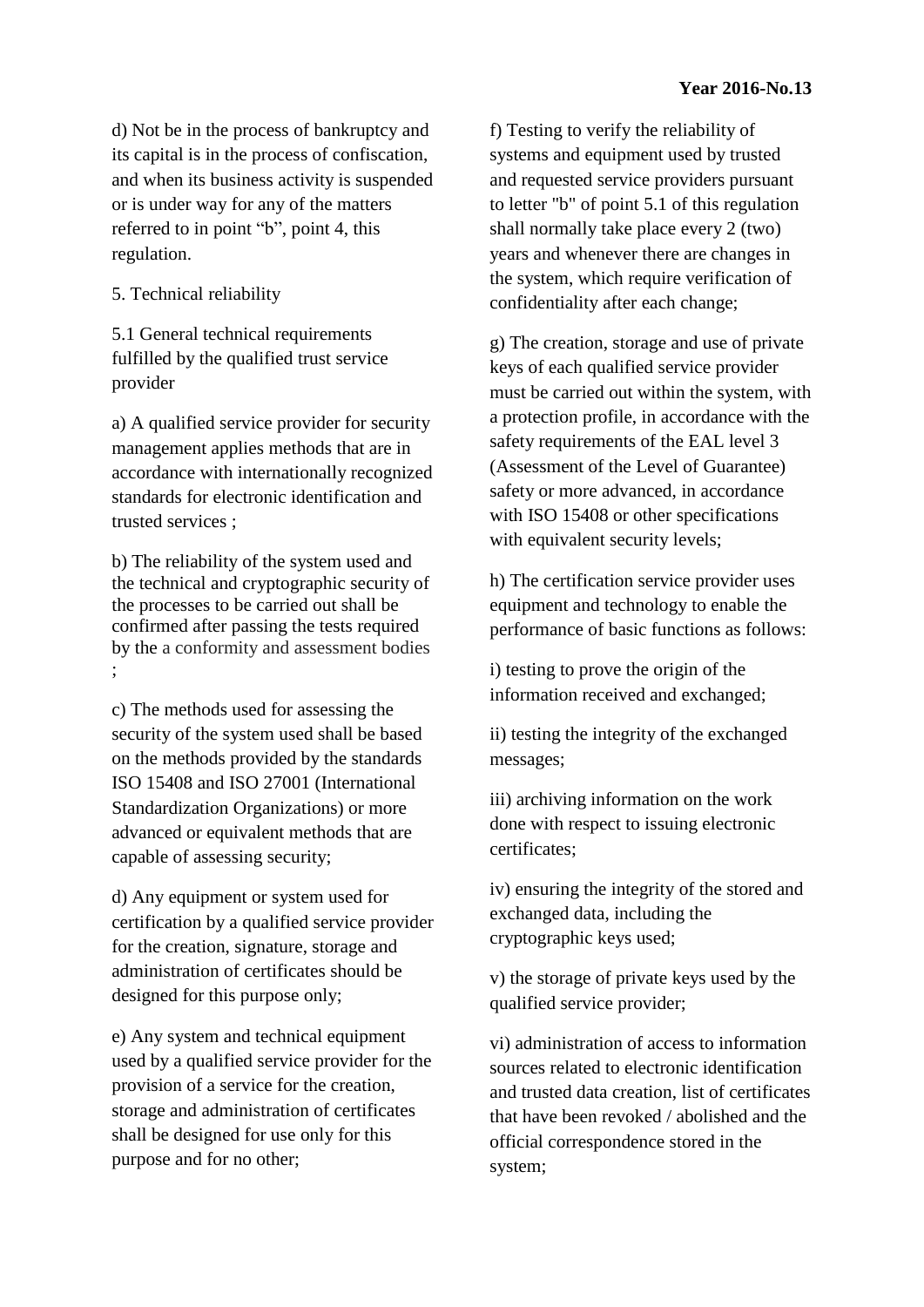d) Not be in the process of bankruptcy and its capital is in the process of confiscation, and when its business activity is suspended or is under way for any of the matters referred to in point “b”, point 4, this regulation.

5. Technical reliability

5.1 General technical requirements fulfilled by the qualified trust service provider

a) A qualified service provider for security management applies methods that are in accordance with internationally recognized standards for electronic identification and trusted services ;

b) The reliability of the system used and the technical and cryptographic security of the processes to be carried out shall be confirmed after passing the tests required by the a conformity and assessment bodies ;

c) The methods used for assessing the security of the system used shall be based on the methods provided by the standards ISO 15408 and ISO 27001 (International Standardization Organizations) or more advanced or equivalent methods that are capable of assessing security;

d) Any equipment or system used for certification by a qualified service provider for the creation, signature, storage and administration of certificates should be designed for this purpose only;

e) Any system and technical equipment used by a qualified service provider for the provision of a service for the creation, storage and administration of certificates shall be designed for use only for this purpose and for no other;

f) Testing to verify the reliability of systems and equipment used by trusted and requested service providers pursuant to letter "b" of point 5.1 of this regulation shall normally take place every 2 (two) years and whenever there are changes in the system, which require verification of confidentiality after each change;

g) The creation, storage and use of private keys of each qualified service provider must be carried out within the system, with a protection profile, in accordance with the safety requirements of the EAL level 3 (Assessment of the Level of Guarantee) safety or more advanced, in accordance with ISO 15408 or other specifications with equivalent security levels;

h) The certification service provider uses equipment and technology to enable the performance of basic functions as follows:

i) testing to prove the origin of the information received and exchanged;

ii) testing the integrity of the exchanged messages;

iii) archiving information on the work done with respect to issuing electronic certificates;

iv) ensuring the integrity of the stored and exchanged data, including the cryptographic keys used;

v) the storage of private keys used by the qualified service provider;

vi) administration of access to information sources related to electronic identification and trusted data creation, list of certificates that have been revoked / abolished and the official correspondence stored in the system;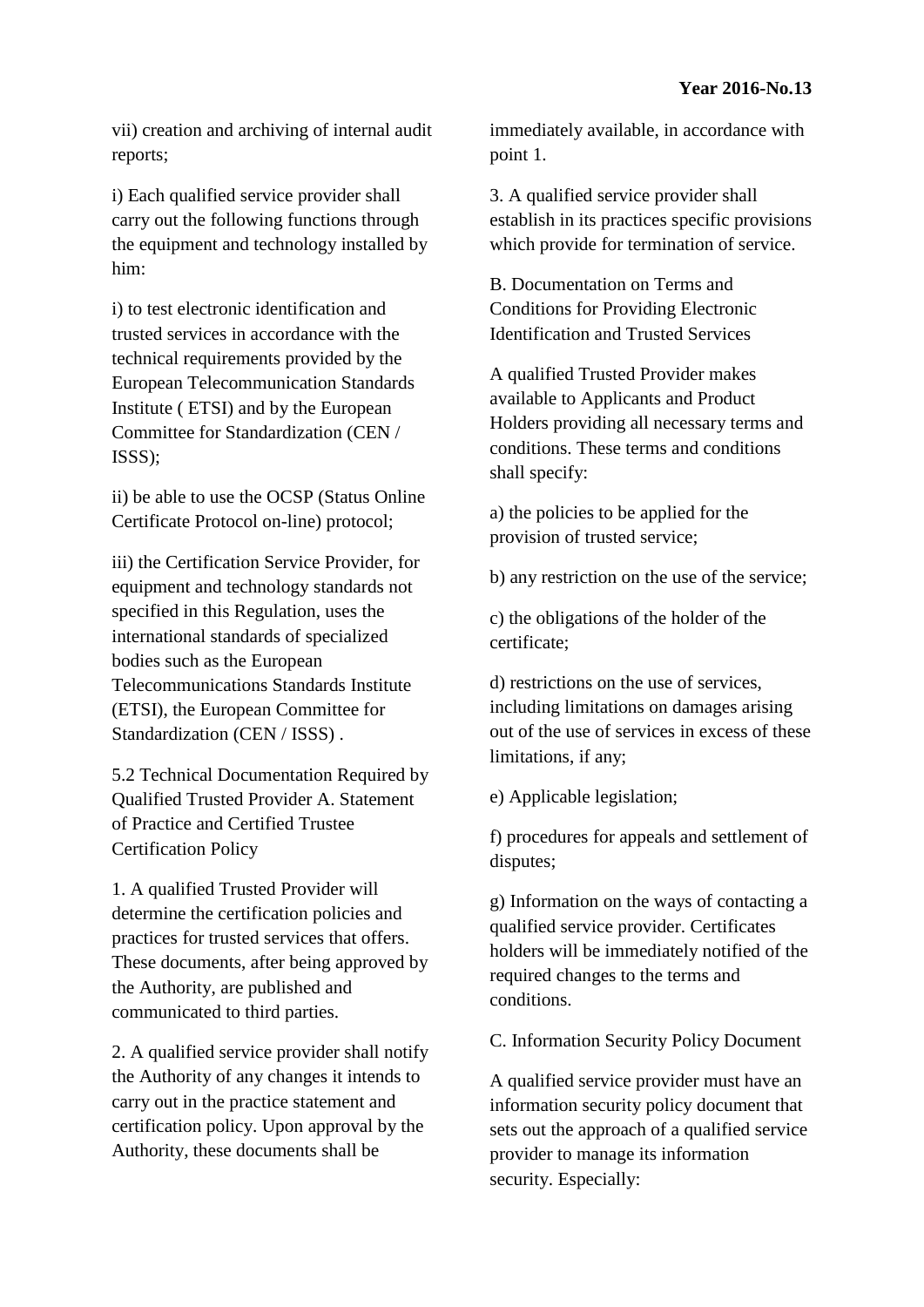vii) creation and archiving of internal audit reports;

i) Each qualified service provider shall carry out the following functions through the equipment and technology installed by him:

i) to test electronic identification and trusted services in accordance with the technical requirements provided by the European Telecommunication Standards Institute ( ETSI) and by the European Committee for Standardization (CEN / ISSS);

ii) be able to use the OCSP (Status Online Certificate Protocol on-line) protocol;

iii) the Certification Service Provider, for equipment and technology standards not specified in this Regulation, uses the international standards of specialized bodies such as the European Telecommunications Standards Institute (ETSI), the European Committee for Standardization (CEN / ISSS) .

5.2 Technical Documentation Required by Qualified Trusted Provider A. Statement of Practice and Certified Trustee Certification Policy

1. A qualified Trusted Provider will determine the certification policies and practices for trusted services that offers. These documents, after being approved by the Authority, are published and communicated to third parties.

2. A qualified service provider shall notify the Authority of any changes it intends to carry out in the practice statement and certification policy. Upon approval by the Authority, these documents shall be immediately available, in accordance with point 1.

3. A qualified service provider shall establish in its practices specific provisions which provide for termination of service.

B. Documentation on Terms and Conditions for Providing Electronic Identification and Trusted Services

A qualified Trusted Provider makes available to Applicants and Product Holders providing all necessary terms and conditions. These terms and conditions shall specify:

a) the policies to be applied for the provision of trusted service;

b) any restriction on the use of the service;

c) the obligations of the holder of the certificate;

d) restrictions on the use of services, including limitations on damages arising out of the use of services in excess of these limitations, if any;

e) Applicable legislation;

f) procedures for appeals and settlement of disputes;

g) Information on the ways of contacting a qualified service provider. Certificates holders will be immediately notified of the required changes to the terms and conditions.

C. Information Security Policy Document

A qualified service provider must have an information security policy document that sets out the approach of a qualified service provider to manage its information security. Especially: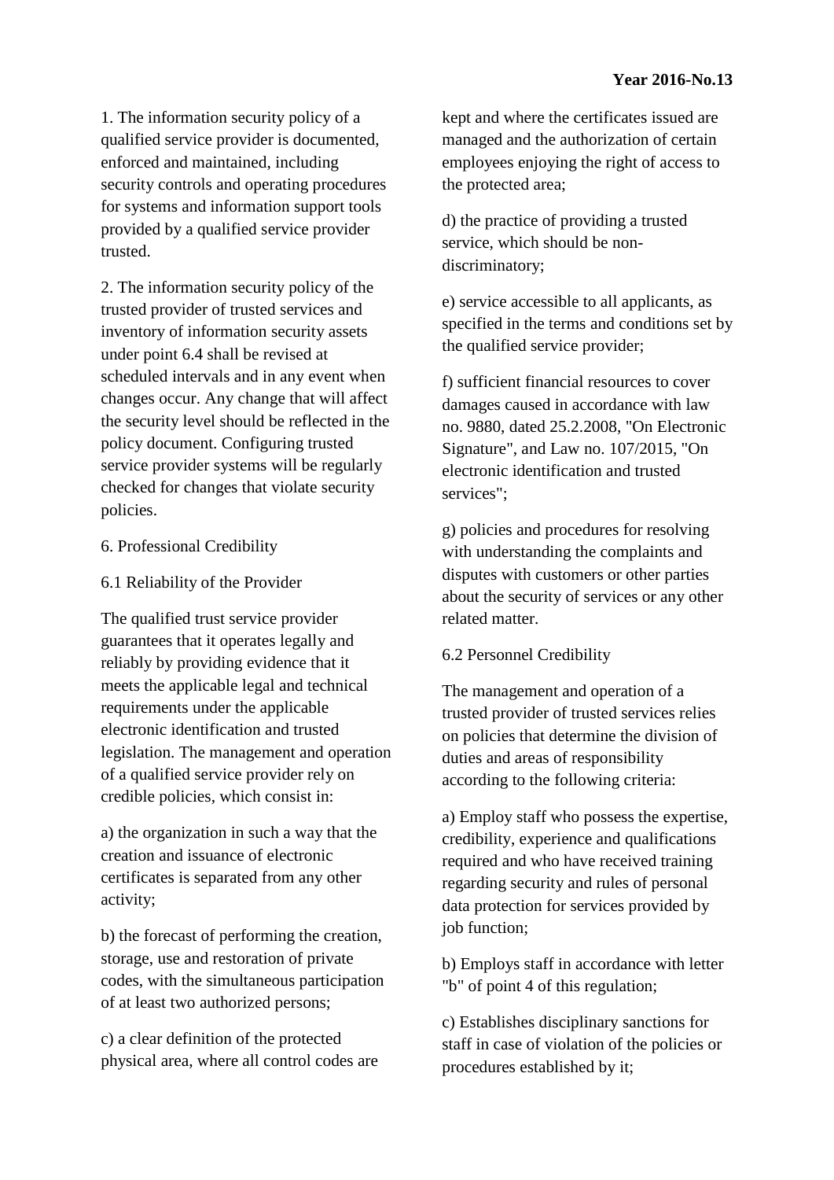1. The information security policy of a qualified service provider is documented, enforced and maintained, including security controls and operating procedures for systems and information support tools provided by a qualified service provider trusted.

2. The information security policy of the trusted provider of trusted services and inventory of information security assets under point 6.4 shall be revised at scheduled intervals and in any event when changes occur. Any change that will affect the security level should be reflected in the policy document. Configuring trusted service provider systems will be regularly checked for changes that violate security policies.

## 6. Professional Credibility

### 6.1 Reliability of the Provider

The qualified trust service provider guarantees that it operates legally and reliably by providing evidence that it meets the applicable legal and technical requirements under the applicable electronic identification and trusted legislation. The management and operation of a qualified service provider rely on credible policies, which consist in:

a) the organization in such a way that the creation and issuance of electronic certificates is separated from any other activity;

b) the forecast of performing the creation, storage, use and restoration of private codes, with the simultaneous participation of at least two authorized persons;

c) a clear definition of the protected physical area, where all control codes are kept and where the certificates issued are managed and the authorization of certain employees enjoying the right of access to the protected area;

d) the practice of providing a trusted service, which should be non-discriminatory;

e) service accessible to all applicants, as specified in the terms and conditions set by the qualified service provider;

f) sufficient financial resources to cover damages caused in accordance with law no. 9880, dated 25.2.2008, "On Electronic Signature", and Law no. 107/2015, "On electronic identification and trusted services";

g) policies and procedures for resolving with understanding the complaints and disputes with customers or other parties about the security of services or any other related matter.

### 6.2 Personnel Credibility

The management and operation of a trusted provider of trusted services relies on policies that determine the division of duties and areas of responsibility according to the following criteria:

a) Employ staff who possess the expertise, credibility, experience and qualifications required and who have received training regarding security and rules of personal data protection for services provided by job function;

b) Employs staff in accordance with letter "b" of point 4 of this regulation;

c) Establishes disciplinary sanctions for staff in case of violation of the policies or procedures established by it;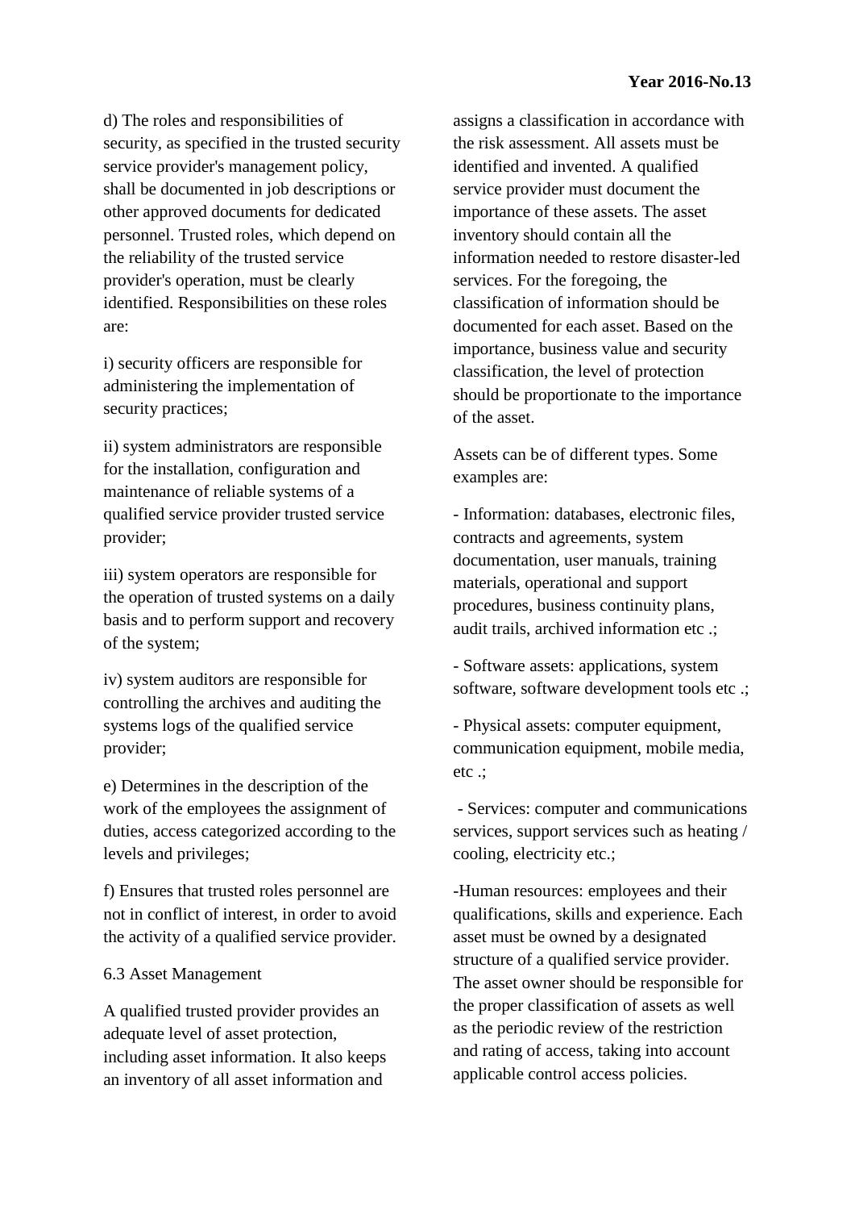d) The roles and responsibilities of security, as specified in the trusted security service provider's management policy, shall be documented in job descriptions or other approved documents for dedicated personnel. Trusted roles, which depend on the reliability of the trusted service provider's operation, must be clearly identified. Responsibilities on these roles are:

i) security officers are responsible for administering the implementation of security practices;

ii) system administrators are responsible for the installation, configuration and maintenance of reliable systems of a qualified service provider trusted service provider;

iii) system operators are responsible for the operation of trusted systems on a daily basis and to perform support and recovery of the system;

iv) system auditors are responsible for controlling the archives and auditing the systems logs of the qualified service provider;

e) Determines in the description of the work of the employees the assignment of duties, access categorized according to the levels and privileges;

f) Ensures that trusted roles personnel are not in conflict of interest, in order to avoid the activity of a qualified service provider.

6.3 Asset Management

A qualified trusted provider provides an adequate level of asset protection, including asset information. It also keeps an inventory of all asset information and assigns a classification in accordance with the risk assessment. All assets must be identified and invented. A qualified service provider must document the importance of these assets. The asset inventory should contain all the information needed to restore disaster-led services. For the foregoing, the classification of information should be documented for each asset. Based on the importance, business value and security classification, the level of protection should be proportionate to the importance of the asset.

Assets can be of different types. Some examples are:

- Information: databases, electronic files, contracts and agreements, system documentation, user manuals, training materials, operational and support procedures, business continuity plans, audit trails, archived information etc .;

- Software assets: applications, system software, software development tools etc .;

- Physical assets: computer equipment, communication equipment, mobile media, etc .;

- Services: computer and communications services, support services such as heating / cooling, electricity etc.;

-Human resources: employees and their qualifications, skills and experience. Each asset must be owned by a designated structure of a qualified service provider. The asset owner should be responsible for the proper classification of assets as well as the periodic review of the restriction and rating of access, taking into account applicable control access policies.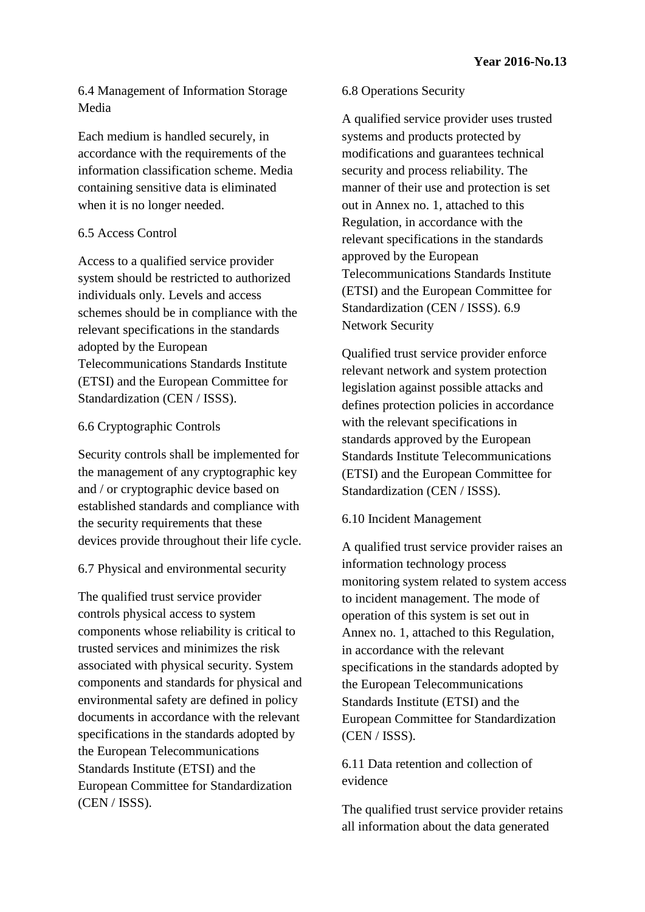6.4 Management of Information Storage Media

Each medium is handled securely, in accordance with the requirements of the information classification scheme. Media containing sensitive data is eliminated when it is no longer needed.

6.5 Access Control

Access to a qualified service provider system should be restricted to authorized individuals only. Levels and access schemes should be in compliance with the relevant specifications in the standards adopted by the European Telecommunications Standards Institute (ETSI) and the European Committee for Standardization (CEN / ISSS).

6.6 Cryptographic Controls

Security controls shall be implemented for the management of any cryptographic key and / or cryptographic device based on established standards and compliance with the security requirements that these devices provide throughout their life cycle.

6.7 Physical and environmental security

The qualified trust service provider controls physical access to system components whose reliability is critical to trusted services and minimizes the risk associated with physical security. System components and standards for physical and environmental safety are defined in policy documents in accordance with the relevant specifications in the standards adopted by the European Telecommunications Standards Institute (ETSI) and the European Committee for Standardization (CEN / ISSS).

6.8 Operations Security

A qualified service provider uses trusted systems and products protected by modifications and guarantees technical security and process reliability. The manner of their use and protection is set out in Annex no. 1, attached to this Regulation, in accordance with the relevant specifications in the standards approved by the European Telecommunications Standards Institute (ETSI) and the European Committee for Standardization (CEN / ISSS). 6.9 Network Security

Qualified trust service provider enforce relevant network and system protection legislation against possible attacks and defines protection policies in accordance with the relevant specifications in standards approved by the European Standards Institute Telecommunications (ETSI) and the European Committee for Standardization (CEN / ISSS).

6.10 Incident Management

A qualified trust service provider raises an information technology process monitoring system related to system access to incident management. The mode of operation of this system is set out in Annex no. 1, attached to this Regulation, in accordance with the relevant specifications in the standards adopted by the European Telecommunications Standards Institute (ETSI) and the European Committee for Standardization (CEN / ISSS).

6.11 Data retention and collection of evidence

The qualified trust service provider retains all information about the data generated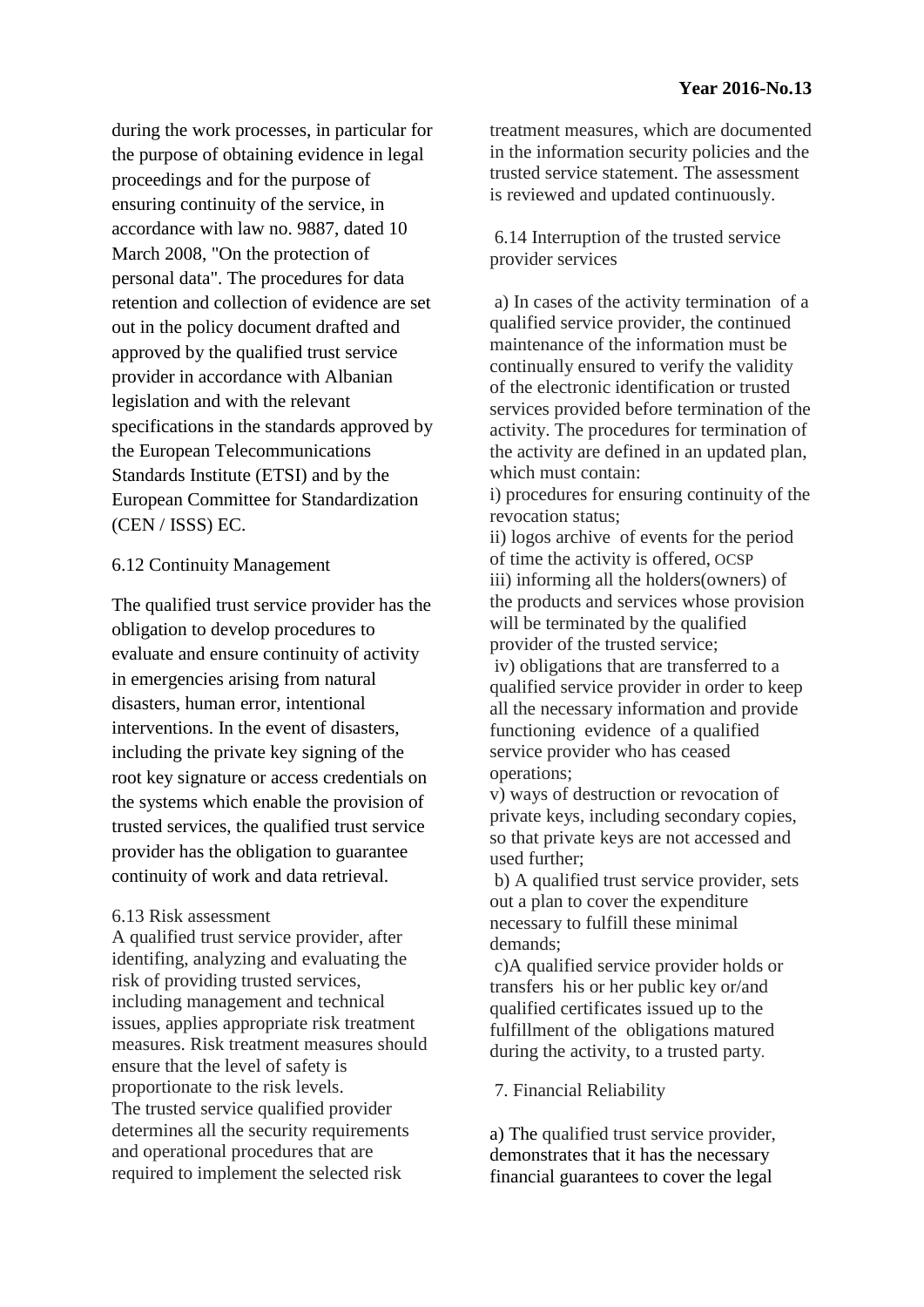during the work processes, in particular for the purpose of obtaining evidence in legal proceedings and for the purpose of ensuring continuity of the service, in accordance with law no. 9887, dated 10 March 2008, "On the protection of personal data". The procedures for data retention and collection of evidence are set out in the policy document drafted and approved by the qualified trust service provider in accordance with Albanian legislation and with the relevant specifications in the standards approved by the European Telecommunications Standards Institute (ETSI) and by the European Committee for Standardization (CEN / ISSS) EC.

6.12 Continuity Management

The qualified trust service provider has the obligation to develop procedures to evaluate and ensure continuity of activity in emergencies arising from natural disasters, human error, intentional interventions. In the event of disasters, including the private key signing of the root key signature or access credentials on the systems which enable the provision of trusted services, the qualified trust service provider has the obligation to guarantee continuity of work and data retrieval.

6.13 Risk assessment

A qualified trust service provider, after identifing, analyzing and evaluating the risk of providing trusted services, including management and technical issues, applies appropriate risk treatment measures. Risk treatment measures should ensure that the level of safety is proportionate to the risk levels.
The trusted service qualified provider determines all the security requirements and operational procedures that are required to implement the selected risk treatment measures, which are documented in the information security policies and the trusted service statement. The assessment is reviewed and updated continuously.

6.14 Interruption of the trusted service provider services

a) In cases of the activity termination of a qualified service provider, the continued maintenance of the information must be continually ensured to verify the validity of the electronic identification or trusted services provided before termination of the activity. The procedures for termination of the activity are defined in an updated plan, which must contain:
i) procedures for ensuring continuity of the revocation status;
ii) logos archive of events for the period of time the activity is offered, OCSP
iii) informing all the holders(owners) of the products and services whose provision will be terminated by the qualified provider of the trusted service;
iv) obligations that are transferred to a qualified service provider in order to keep all the necessary information and provide functioning evidence of a qualified service provider who has ceased operations;
v) ways of destruction or revocation of private keys, including secondary copies, so that private keys are not accessed and used further;
b) A qualified trust service provider, sets out a plan to cover the expenditure necessary to fulfill these minimal demands;
c)A qualified service provider holds or transfers his or her public key or/and qualified certificates issued up to the fulfillment of the obligations matured during the activity, to a trusted party.

7. Financial Reliability

a) The qualified trust service provider, demonstrates that it has the necessary financial guarantees to cover the legal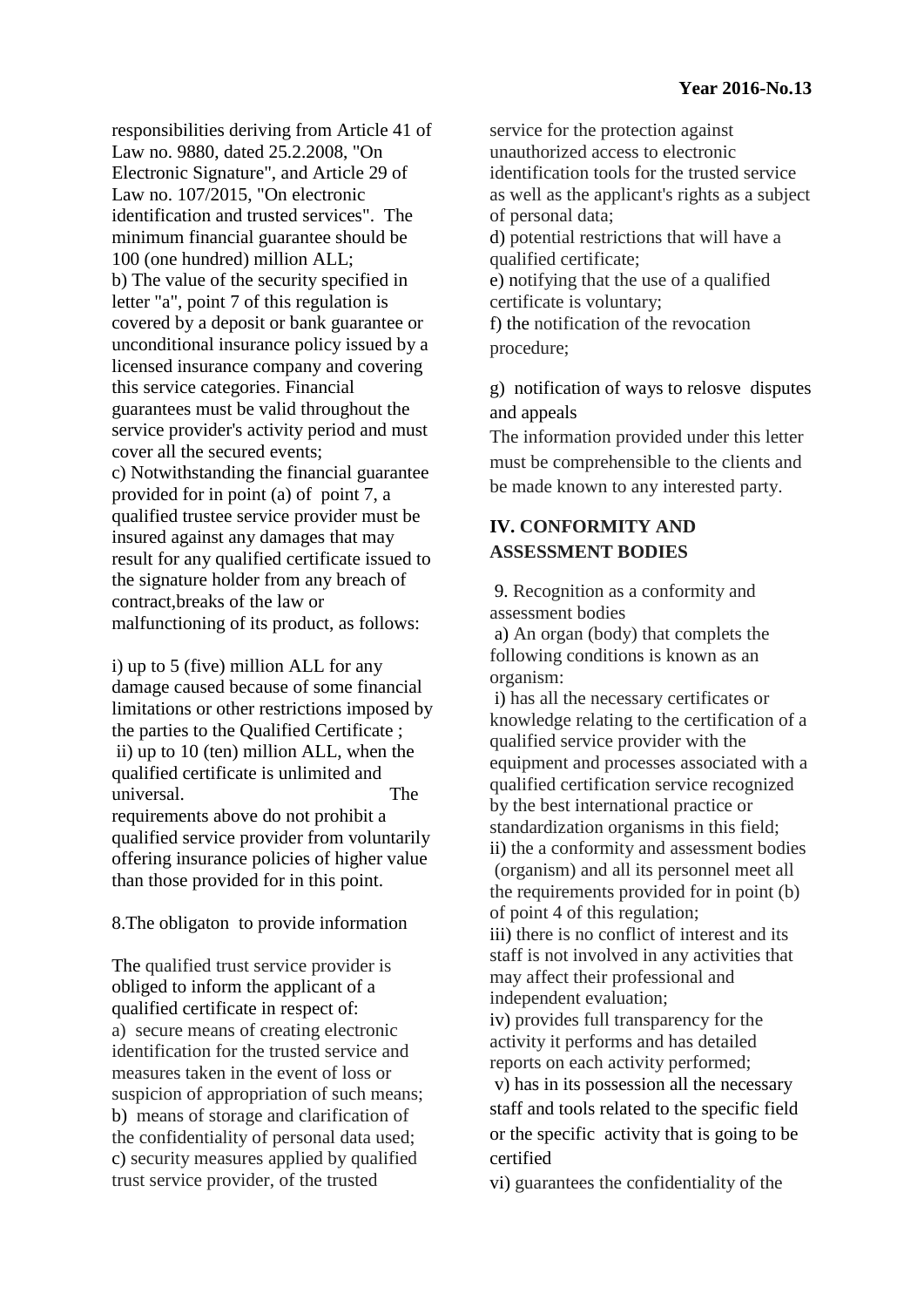responsibilities deriving from Article 41 of Law no. 9880, dated 25.2.2008, "On Electronic Signature", and Article 29 of Law no. 107/2015, "On electronic identification and trusted services". The minimum financial guarantee should be 100 (one hundred) million ALL;

b) The value of the security specified in letter "a", point 7 of this regulation is covered by a deposit or bank guarantee or unconditional insurance policy issued by a licensed insurance company and covering this service categories. Financial guarantees must be valid throughout the service provider's activity period and must cover all the secured events;

c) Notwithstanding the financial guarantee provided for in point (a) of point 7, a qualified trustee service provider must be insured against any damages that may result for any qualified certificate issued to the signature holder from any breach of contract,breaks of the law or malfunctioning of its product, as follows:

i) up to 5 (five) million ALL for any damage caused because of some financial limitations or other restrictions imposed by the parties to the Qualified Certificate ;

ii) up to 10 (ten) million ALL, when the qualified certificate is unlimited and universal. The requirements above do not prohibit a qualified service provider from voluntarily offering insurance policies of higher value than those provided for in this point.

8.The obligaton to provide information

The qualified trust service provider is obliged to inform the applicant of a qualified certificate in respect of:

a) secure means of creating electronic identification for the trusted service and measures taken in the event of loss or suspicion of appropriation of such means;

b) means of storage and clarification of the confidentiality of personal data used;

c) security measures applied by qualified trust service provider, of the trusted service for the protection against unauthorized access to electronic identification tools for the trusted service as well as the applicant's rights as a subject of personal data;

d) potential restrictions that will have a qualified certificate;

e) notifying that the use of a qualified certificate is voluntary;

f) the notification of the revocation procedure;

g) notification of ways to relosve disputes and appeals

The information provided under this letter must be comprehensible to the clients and be made known to any interested party.

## IV. CONFORMITY AND ASSESSMENT BODIES

9. Recognition as a conformity and assessment bodies

a) An organ (body) that complets the following conditions is known as an organism:

i) has all the necessary certificates or knowledge relating to the certification of a qualified service provider with the equipment and processes associated with a qualified certification service recognized by the best international practice or standardization organisms in this field;

ii) the a conformity and assessment bodies (organism) and all its personnel meet all the requirements provided for in point (b) of point 4 of this regulation;

iii) there is no conflict of interest and its staff is not involved in any activities that may affect their professional and independent evaluation;

iv) provides full transparency for the activity it performs and has detailed reports on each activity performed;

v) has in its possession all the necessary staff and tools related to the specific field or the specific activity that is going to be certified

vi) guarantees the confidentiality of the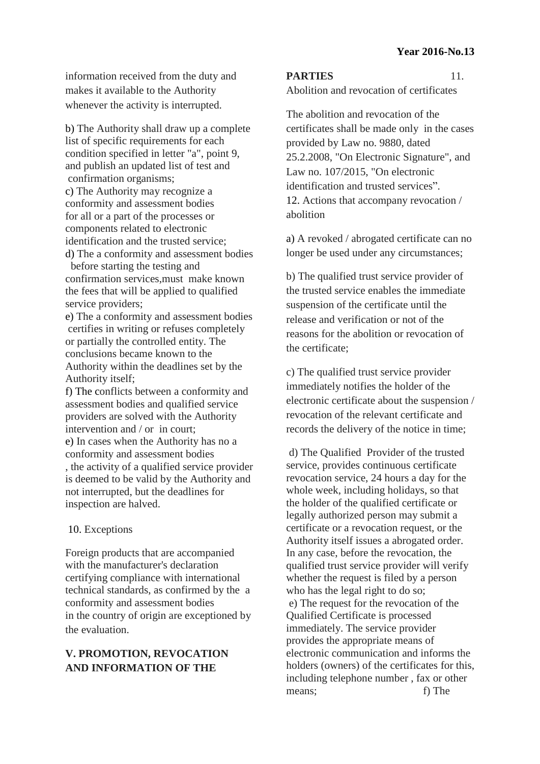information received from the duty and makes it available to the Authority whenever the activity is interrupted.

b) The Authority shall draw up a complete list of specific requirements for each condition specified in letter "a", point 9, and publish an updated list of test and confirmation organisms;
c) The Authority may recognize a conformity and assessment bodies for all or a part of the processes or components related to electronic identification and the trusted service;
d) The a conformity and assessment bodies before starting the testing and confirmation services,must make known the fees that will be applied to qualified service providers;
e) The a conformity and assessment bodies certifies in writing or refuses completely or partially the controlled entity. The conclusions became known to the Authority within the deadlines set by the Authority itself;
f) The conflicts between a conformity and assessment bodies and qualified service providers are solved with the Authority intervention and / or in court;
e) In cases when the Authority has no a conformity and assessment bodies , the activity of a qualified service provider is deemed to be valid by the Authority and not interrupted, but the deadlines for inspection are halved.

10. Exceptions

Foreign products that are accompanied with the manufacturer's declaration certifying compliance with international technical standards, as confirmed by the a conformity and assessment bodies in the country of origin are exceptioned by the evaluation.

## V. PROMOTION, REVOCATION AND INFORMATION OF THE PARTIES

11. Abolition and revocation of certificates

The abolition and revocation of the certificates shall be made only in the cases provided by Law no. 9880, dated 25.2.2008, "On Electronic Signature", and Law no. 107/2015, "On electronic identification and trusted services".

12. Actions that accompany revocation / abolition

a) A revoked / abrogated certificate can no longer be used under any circumstances;

b) The qualified trust service provider of the trusted service enables the immediate suspension of the certificate until the release and verification or not of the reasons for the abolition or revocation of the certificate;

c) The qualified trust service provider immediately notifies the holder of the electronic certificate about the suspension / revocation of the relevant certificate and records the delivery of the notice in time;

d) The Qualified Provider of the trusted service, provides continuous certificate revocation service, 24 hours a day for the whole week, including holidays, so that the holder of the qualified certificate or legally authorized person may submit a certificate or a revocation request, or the Authority itself issues a abrogated order. In any case, before the revocation, the qualified trust service provider will verify whether the request is filed by a person who has the legal right to do so;
e) The request for the revocation of the Qualified Certificate is processed immediately. The service provider provides the appropriate means of electronic communication and informs the holders (owners) of the certificates for this, including telephone number , fax or other means; f) The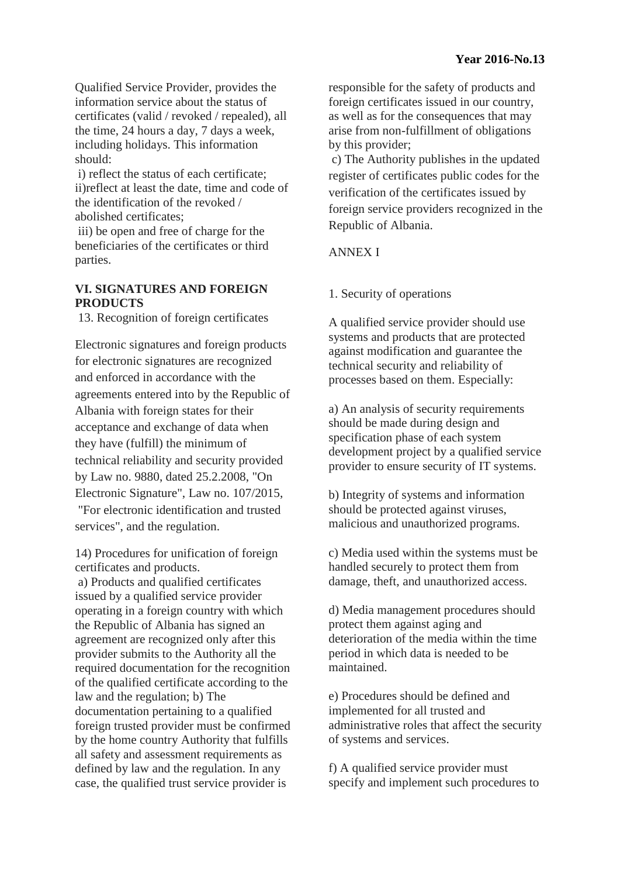Qualified Service Provider, provides the information service about the status of certificates (valid / revoked / repealed), all the time, 24 hours a day, 7 days a week, including holidays. This information should:

i) reflect the status of each certificate;
ii)reflect at least the date, time and code of the identification of the revoked / abolished certificates;
iii) be open and free of charge for the beneficiaries of the certificates or third parties.

## VI. SIGNATURES AND FOREIGN PRODUCTS

13. Recognition of foreign certificates

Electronic signatures and foreign products for electronic signatures are recognized and enforced in accordance with the agreements entered into by the Republic of Albania with foreign states for their acceptance and exchange of data when they have (fulfill) the minimum of technical reliability and security provided by Law no. 9880, dated 25.2.2008, "On Electronic Signature", Law no. 107/2015, "For electronic identification and trusted services", and the regulation.

14) Procedures for unification of foreign certificates and products.
a) Products and qualified certificates issued by a qualified service provider operating in a foreign country with which the Republic of Albania has signed an agreement are recognized only after this provider submits to the Authority all the required documentation for the recognition of the qualified certificate according to the law and the regulation; b) The documentation pertaining to a qualified foreign trusted provider must be confirmed by the home country Authority that fulfills all safety and assessment requirements as defined by law and the regulation. In any case, the qualified trust service provider is responsible for the safety of products and foreign certificates issued in our country, as well as for the consequences that may arise from non-fulfillment of obligations by this provider;
c) The Authority publishes in the updated register of certificates public codes for the verification of the certificates issued by foreign service providers recognized in the Republic of Albania.

ANNEX I

1. Security of operations

A qualified service provider should use systems and products that are protected against modification and guarantee the technical security and reliability of processes based on them. Especially:

a) An analysis of security requirements should be made during design and specification phase of each system development project by a qualified service provider to ensure security of IT systems.

b) Integrity of systems and information should be protected against viruses, malicious and unauthorized programs.

c) Media used within the systems must be handled securely to protect them from damage, theft, and unauthorized access.

d) Media management procedures should protect them against aging and deterioration of the media within the time period in which data is needed to be maintained.

e) Procedures should be defined and implemented for all trusted and administrative roles that affect the security of systems and services.

f) A qualified service provider must specify and implement such procedures to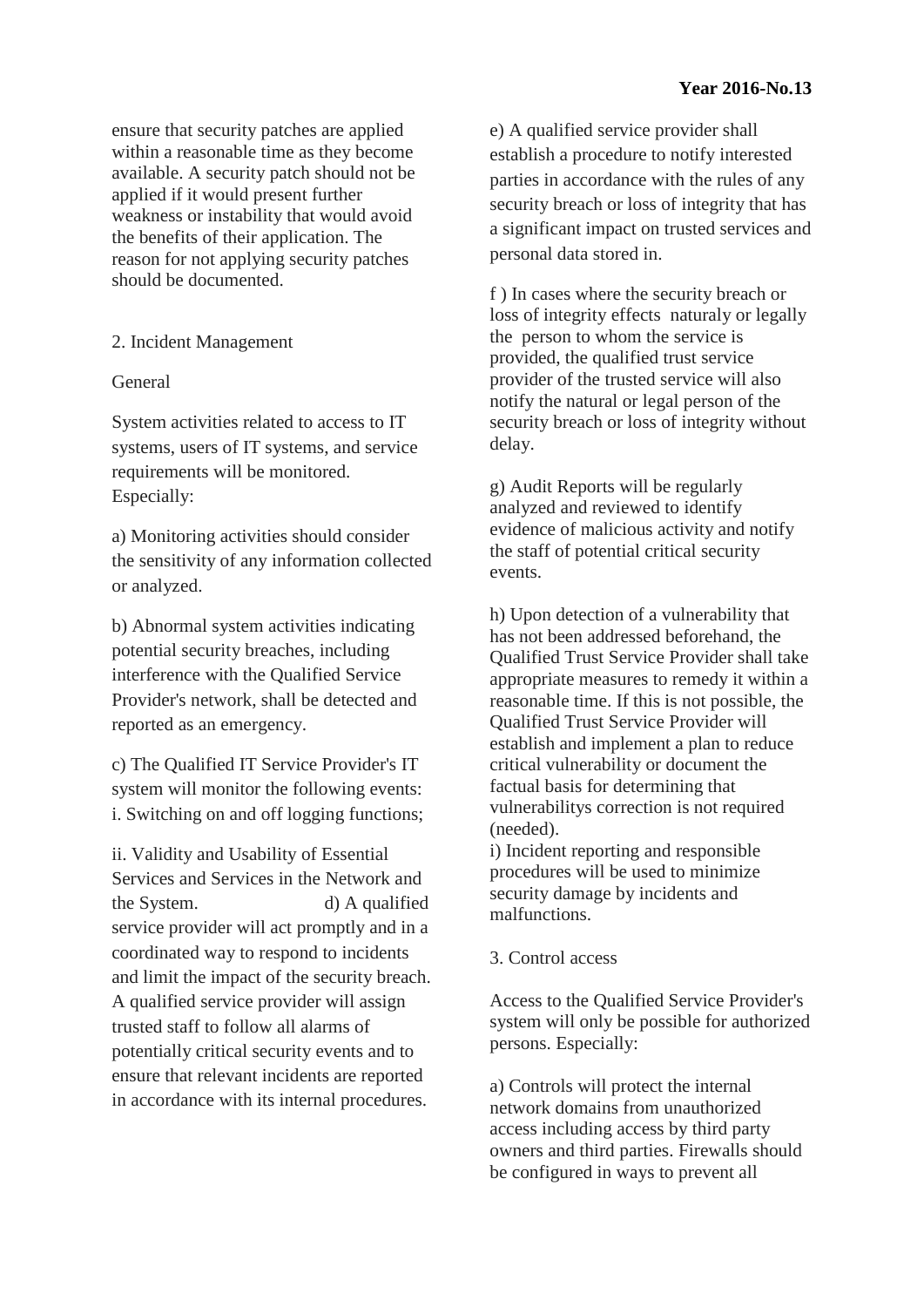ensure that security patches are applied within a reasonable time as they become available. A security patch should not be applied if it would present further weakness or instability that would avoid the benefits of their application. The reason for not applying security patches should be documented.

2. Incident Management

General

System activities related to access to IT systems, users of IT systems, and service requirements will be monitored. Especially:

a) Monitoring activities should consider the sensitivity of any information collected or analyzed.

b) Abnormal system activities indicating potential security breaches, including interference with the Qualified Service Provider's network, shall be detected and reported as an emergency.

c) The Qualified IT Service Provider's IT system will monitor the following events:
i. Switching on and off logging functions;

ii. Validity and Usability of Essential Services and Services in the Network and the System.

d) A qualified service provider will act promptly and in a coordinated way to respond to incidents and limit the impact of the security breach. A qualified service provider will assign trusted staff to follow all alarms of potentially critical security events and to ensure that relevant incidents are reported in accordance with its internal procedures.

e) A qualified service provider shall establish a procedure to notify interested parties in accordance with the rules of any security breach or loss of integrity that has a significant impact on trusted services and personal data stored in.

f ) In cases where the security breach or loss of integrity effects naturaly or legally the person to whom the service is provided, the qualified trust service provider of the trusted service will also notify the natural or legal person of the security breach or loss of integrity without delay.

g) Audit Reports will be regularly analyzed and reviewed to identify evidence of malicious activity and notify the staff of potential critical security events.

h) Upon detection of a vulnerability that has not been addressed beforehand, the Qualified Trust Service Provider shall take appropriate measures to remedy it within a reasonable time. If this is not possible, the Qualified Trust Service Provider will establish and implement a plan to reduce critical vulnerability or document the factual basis for determining that vulnerabilitys correction is not required (needed).

i) Incident reporting and responsible procedures will be used to minimize security damage by incidents and malfunctions.

3. Control access

Access to the Qualified Service Provider's system will only be possible for authorized persons. Especially:

a) Controls will protect the internal network domains from unauthorized access including access by third party owners and third parties. Firewalls should be configured in ways to prevent all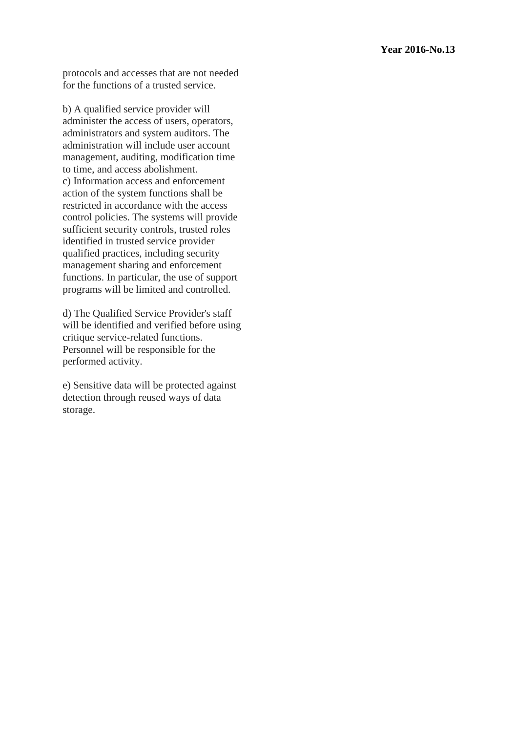protocols and accesses that are not needed for the functions of a trusted service.

b) A qualified service provider will administer the access of users, operators, administrators and system auditors. The administration will include user account management, auditing, modification time to time, and access abolishment.
c) Information access and enforcement action of the system functions shall be restricted in accordance with the access control policies. The systems will provide sufficient security controls, trusted roles identified in trusted service provider qualified practices, including security management sharing and enforcement functions. In particular, the use of support programs will be limited and controlled.

d) The Qualified Service Provider's staff will be identified and verified before using critique service-related functions. Personnel will be responsible for the performed activity.

e) Sensitive data will be protected against detection through reused ways of data storage.